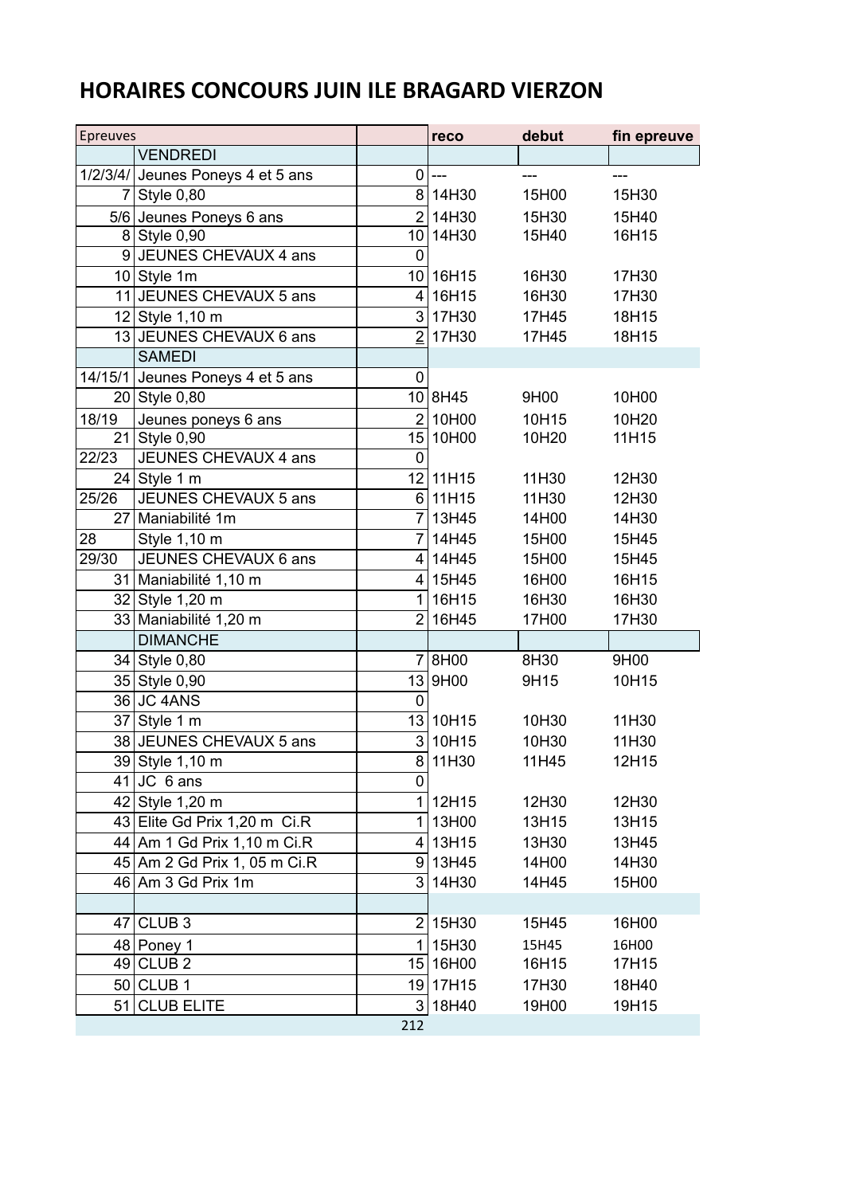# HORAIRES CONCOURS JUIN ILE BRAGARD VIERZON

| Epreuves | | | reco | debut | fin epreuve |
|---|---|---|---|---|---|
| | VENDREDI | | | | |
| 1/2/3/4/ | Jeunes Poneys 4 et 5 ans | 0 | --- | --- | --- |
| 7 | Style 0,80 | 8 | 14H30 | 15H00 | 15H30 |
| 5/6 | Jeunes Poneys 6 ans | 2 | 14H30 | 15H30 | 15H40 |
| 8 | Style 0,90 | 10 | 14H30 | 15H40 | 16H15 |
| 9 | JEUNES CHEVAUX 4 ans | 0 | | | |
| 10 | Style 1m | 10 | 16H15 | 16H30 | 17H30 |
| 11 | JEUNES CHEVAUX 5 ans | 4 | 16H15 | 16H30 | 17H30 |
| 12 | Style 1,10 m | 3 | 17H30 | 17H45 | 18H15 |
| 13 | JEUNES CHEVAUX 6 ans | 2 | 17H30 | 17H45 | 18H15 |
| | SAMEDI | | | | |
| 14/15/1 | Jeunes Poneys 4 et 5 ans | 0 | | | |
| 20 | Style 0,80 | 10 | 8H45 | 9H00 | 10H00 |
| 18/19 | Jeunes poneys 6 ans | 2 | 10H00 | 10H15 | 10H20 |
| 21 | Style 0,90 | 15 | 10H00 | 10H20 | 11H15 |
| 22/23 | JEUNES CHEVAUX 4 ans | 0 | | | |
| 24 | Style 1 m | 12 | 11H15 | 11H30 | 12H30 |
| 25/26 | JEUNES CHEVAUX 5 ans | 6 | 11H15 | 11H30 | 12H30 |
| 27 | Maniabilité 1m | 7 | 13H45 | 14H00 | 14H30 |
| 28 | Style 1,10 m | 7 | 14H45 | 15H00 | 15H45 |
| 29/30 | JEUNES CHEVAUX 6 ans | 4 | 14H45 | 15H00 | 15H45 |
| 31 | Maniabilité 1,10 m | 4 | 15H45 | 16H00 | 16H15 |
| 32 | Style 1,20 m | 1 | 16H15 | 16H30 | 16H30 |
| 33 | Maniabilité 1,20 m | 2 | 16H45 | 17H00 | 17H30 |
| | DIMANCHE | | | | |
| 34 | Style 0,80 | 7 | 8H00 | 8H30 | 9H00 |
| 35 | Style 0,90 | 13 | 9H00 | 9H15 | 10H15 |
| 36 | JC 4ANS | 0 | | | |
| 37 | Style 1 m | 13 | 10H15 | 10H30 | 11H30 |
| 38 | JEUNES CHEVAUX 5 ans | 3 | 10H15 | 10H30 | 11H30 |
| 39 | Style 1,10 m | 8 | 11H30 | 11H45 | 12H15 |
| 41 | JC 6 ans | 0 | | | |
| 42 | Style 1,20 m | 1 | 12H15 | 12H30 | 12H30 |
| 43 | Elite Gd Prix 1,20 m Ci.R | 1 | 13H00 | 13H15 | 13H15 |
| 44 | Am 1 Gd Prix 1,10 m Ci.R | 4 | 13H15 | 13H30 | 13H45 |
| 45 | Am 2 Gd Prix 1, 05 m Ci.R | 9 | 13H45 | 14H00 | 14H30 |
| 46 | Am 3 Gd Prix 1m | 3 | 14H30 | 14H45 | 15H00 |
| | | | | | |
| 47 | CLUB 3 | 2 | 15H30 | 15H45 | 16H00 |
| 48 | Poney 1 | 1 | 15H30 | 15H45 | 16H00 |
| 49 | CLUB 2 | 15 | 16H00 | 16H15 | 17H15 |
| 50 | CLUB 1 | 19 | 17H15 | 17H30 | 18H40 |
| 51 | CLUB ELITE | 3 | 18H40 | 19H00 | 19H15 |
| | | 212 | | | |